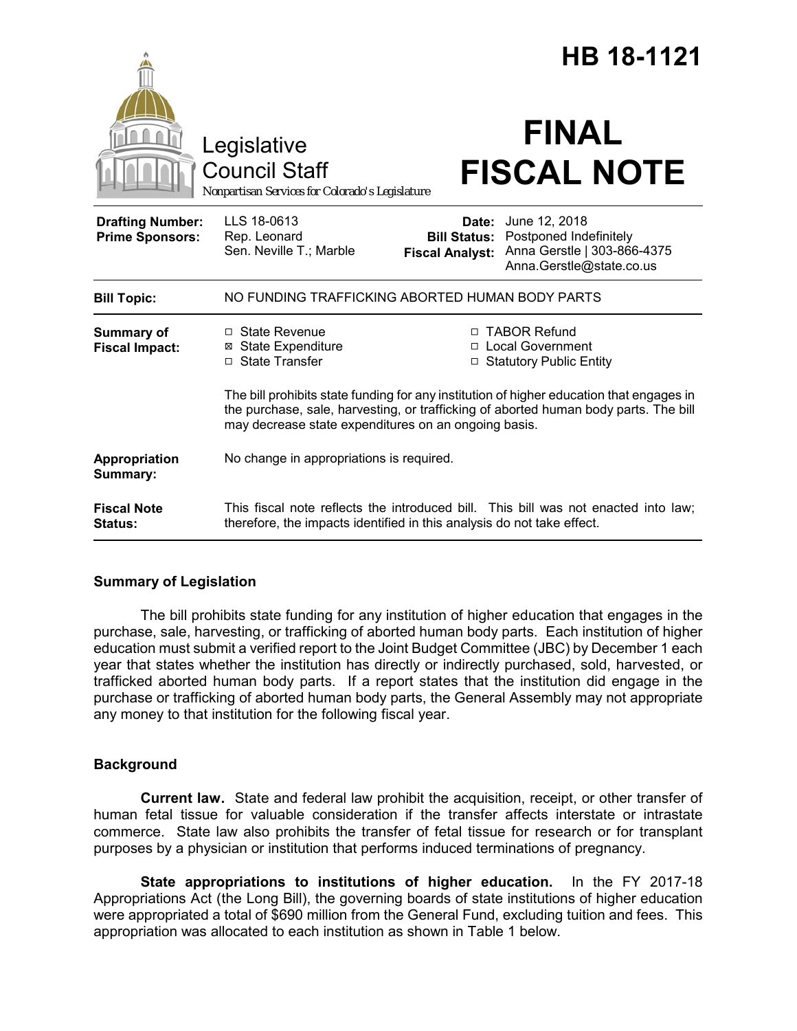# HB 18-1121

Legislative Council Staff

*Nonpartisan Services for Colorado's Legislature*

# FINAL FISCAL NOTE

| | | | |
|---|---|---|---|
| **Drafting Number:** | LLS 18-0613 | **Date:** | June 12, 2018 |
| **Prime Sponsors:** | Rep. Leonard<br>Sen. Neville T.; Marble | **Bill Status:** | Postponed Indefinitely |
| | | **Fiscal Analyst:** | Anna Gerstle \| 303-866-4375<br>Anna.Gerstle@state.co.us |

| | |
|---|---|
| **Bill Topic:** | NO FUNDING TRAFFICKING ABORTED HUMAN BODY PARTS |
| **Summary of Fiscal Impact:** | ☐ State Revenue<br>☒ State Expenditure<br>☐ State Transfer<br>☐ TABOR Refund<br>☐ Local Government<br>☐ Statutory Public Entity<br><br>The bill prohibits state funding for any institution of higher education that engages in the purchase, sale, harvesting, or trafficking of aborted human body parts. The bill may decrease state expenditures on an ongoing basis. |
| **Appropriation Summary:** | No change in appropriations is required. |
| **Fiscal Note Status:** | This fiscal note reflects the introduced bill. This bill was not enacted into law; therefore, the impacts identified in this analysis do not take effect. |

## Summary of Legislation

The bill prohibits state funding for any institution of higher education that engages in the purchase, sale, harvesting, or trafficking of aborted human body parts. Each institution of higher education must submit a verified report to the Joint Budget Committee (JBC) by December 1 each year that states whether the institution has directly or indirectly purchased, sold, harvested, or trafficked aborted human body parts. If a report states that the institution did engage in the purchase or trafficking of aborted human body parts, the General Assembly may not appropriate any money to that institution for the following fiscal year.

## Background

**Current law.** State and federal law prohibit the acquisition, receipt, or other transfer of human fetal tissue for valuable consideration if the transfer affects interstate or intrastate commerce. State law also prohibits the transfer of fetal tissue for research or for transplant purposes by a physician or institution that performs induced terminations of pregnancy.

**State appropriations to institutions of higher education.** In the FY 2017-18 Appropriations Act (the Long Bill), the governing boards of state institutions of higher education were appropriated a total of $690 million from the General Fund, excluding tuition and fees. This appropriation was allocated to each institution as shown in Table 1 below.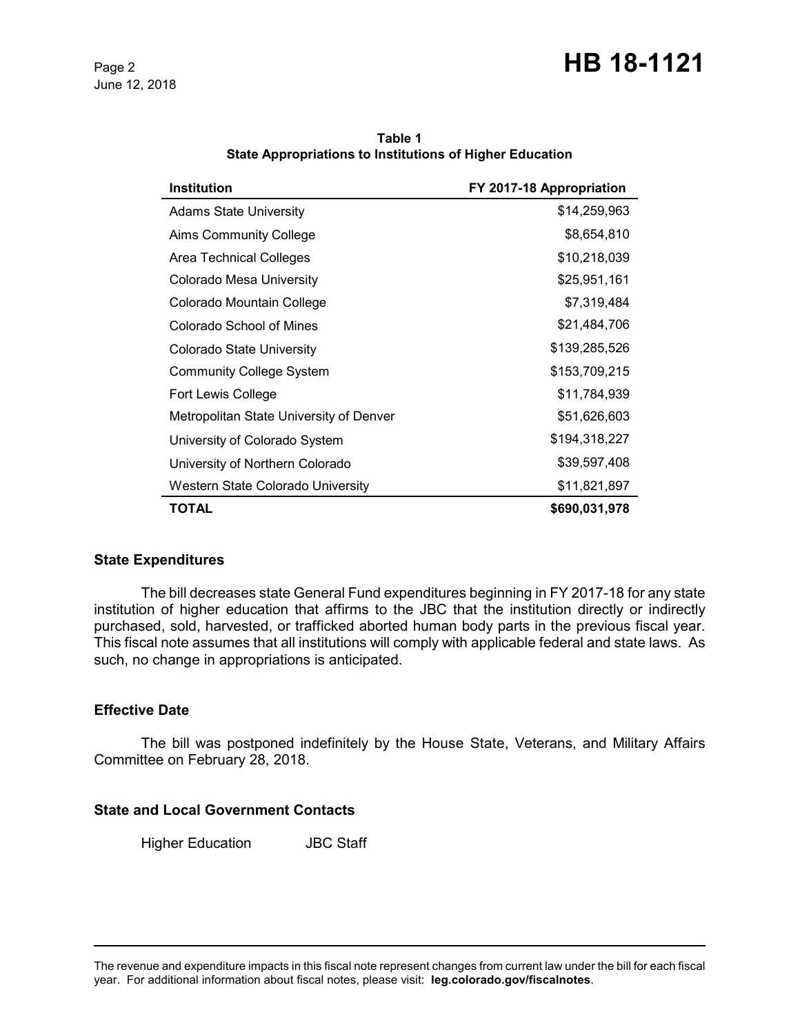**Table 1**
**State Appropriations to Institutions of Higher Education**

| Institution | FY 2017-18 Appropriation |
|---|---|
| Adams State University | $14,259,963 |
| Aims Community College | $8,654,810 |
| Area Technical Colleges | $10,218,039 |
| Colorado Mesa University | $25,951,161 |
| Colorado Mountain College | $7,319,484 |
| Colorado School of Mines | $21,484,706 |
| Colorado State University | $139,285,526 |
| Community College System | $153,709,215 |
| Fort Lewis College | $11,784,939 |
| Metropolitan State University of Denver | $51,626,603 |
| University of Colorado System | $194,318,227 |
| University of Northern Colorado | $39,597,408 |
| Western State Colorado University | $11,821,897 |
| **TOTAL** | **$690,031,978** |

## State Expenditures

The bill decreases state General Fund expenditures beginning in FY 2017-18 for any state institution of higher education that affirms to the JBC that the institution directly or indirectly purchased, sold, harvested, or trafficked aborted human body parts in the previous fiscal year. This fiscal note assumes that all institutions will comply with applicable federal and state laws. As such, no change in appropriations is anticipated.

## Effective Date

The bill was postponed indefinitely by the House State, Veterans, and Military Affairs Committee on February 28, 2018.

## State and Local Government Contacts

Higher Education JBC Staff

The revenue and expenditure impacts in this fiscal note represent changes from current law under the bill for each fiscal year. For additional information about fiscal notes, please visit: **leg.colorado.gov/fiscalnotes**.